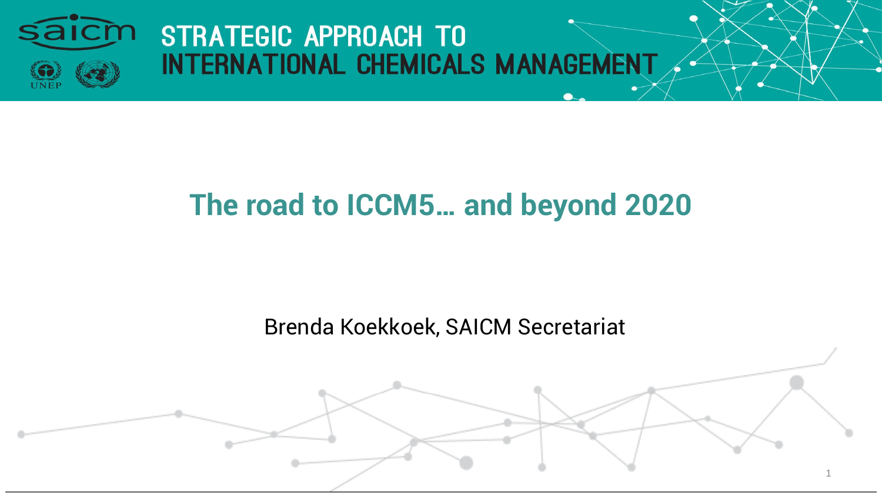STRATEGIC APPROACH TO INTERNATIONAL CHEMICALS MANAGEMENT

# The road to ICCM5… and beyond 2020

Brenda Koekkoek, SAICM Secretariat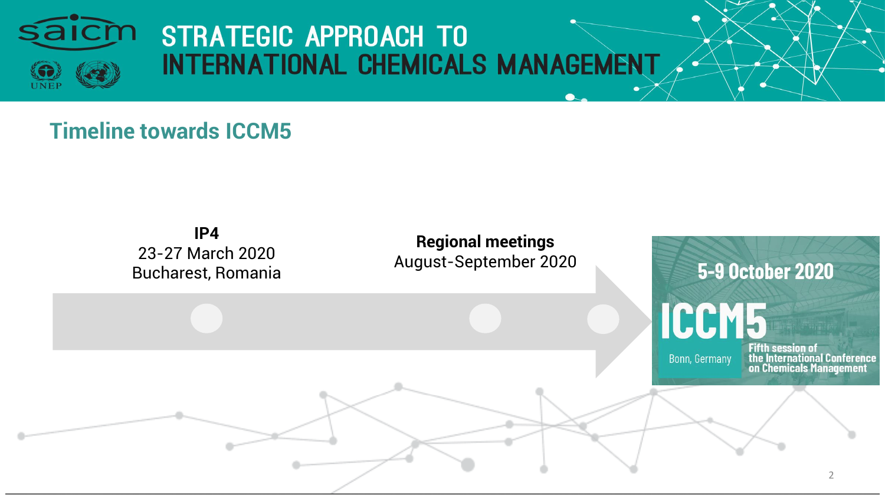## Timeline towards ICCM5

**IP4**
23-27 March 2020
Bucharest, Romania

**Regional meetings**
August-September 2020

**5-9 October 2020**
**ICCM5**
Bonn, Germany
Fifth session of the International Conference on Chemicals Management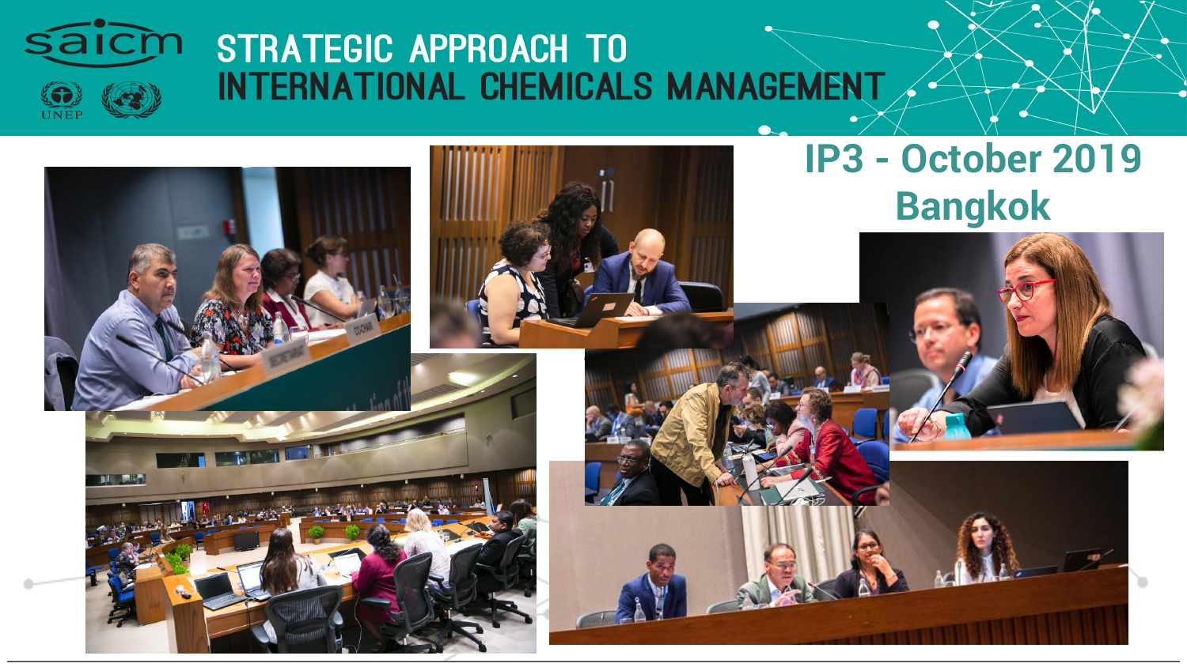# IP3 - October 2019 Bangkok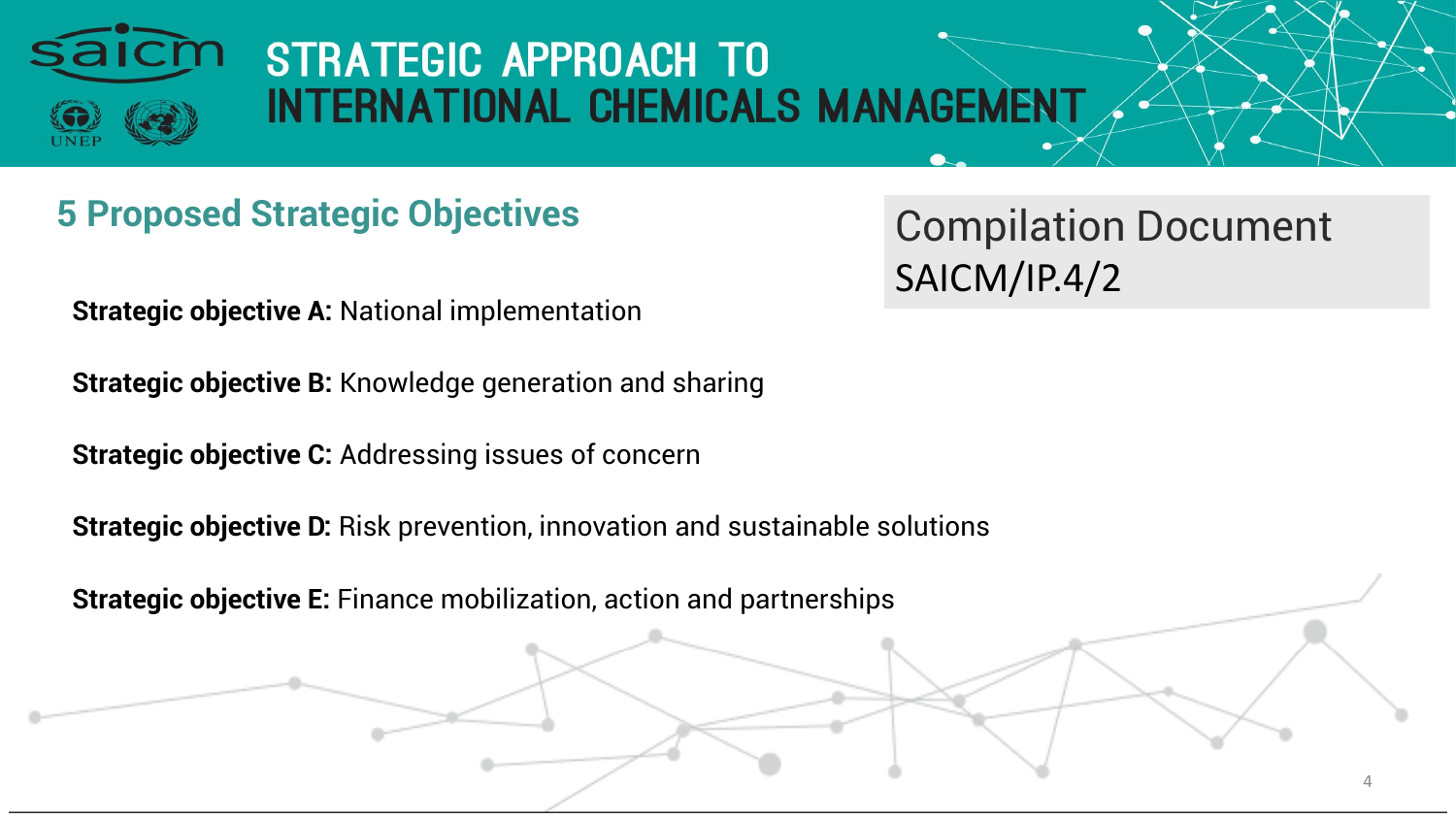# STRATEGIC APPROACH TO INTERNATIONAL CHEMICALS MANAGEMENT

## 5 Proposed Strategic Objectives

Compilation Document SAICM/IP.4/2

**Strategic objective A:** National implementation

**Strategic objective B:** Knowledge generation and sharing

**Strategic objective C:** Addressing issues of concern

**Strategic objective D:** Risk prevention, innovation and sustainable solutions

**Strategic objective E:** Finance mobilization, action and partnerships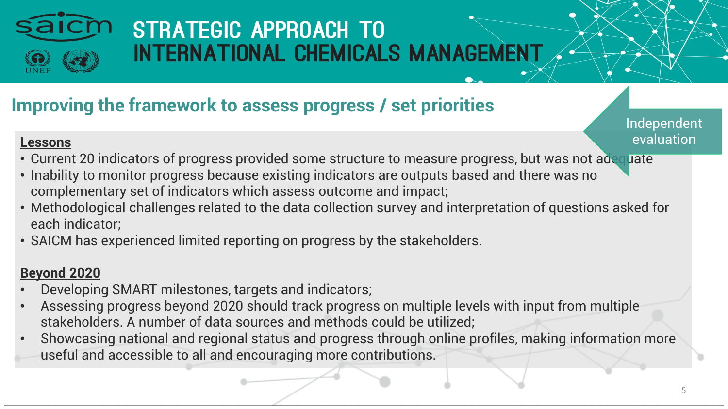## Improving the framework to assess progress / set priorities

Independent evaluation

**Lessons**

- Current 20 indicators of progress provided some structure to measure progress, but was not adequate
- Inability to monitor progress because existing indicators are outputs based and there was no complementary set of indicators which assess outcome and impact;
- Methodological challenges related to the data collection survey and interpretation of questions asked for each indicator;
- SAICM has experienced limited reporting on progress by the stakeholders.

**Beyond 2020**

- Developing SMART milestones, targets and indicators;
- Assessing progress beyond 2020 should track progress on multiple levels with input from multiple stakeholders. A number of data sources and methods could be utilized;
- Showcasing national and regional status and progress through online profiles, making information more useful and accessible to all and encouraging more contributions.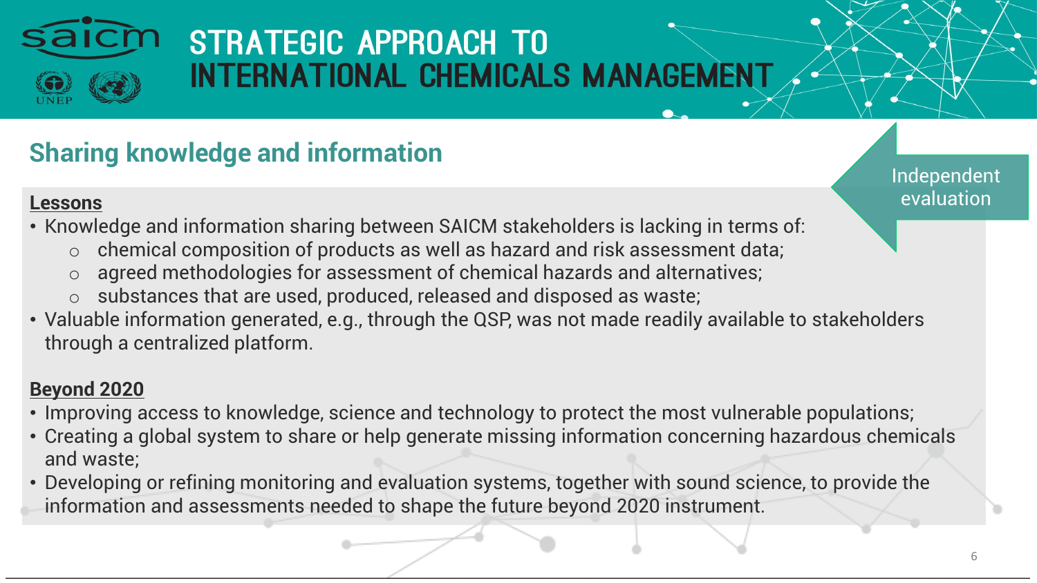## Sharing knowledge and information

Independent evaluation

**Lessons**

- Knowledge and information sharing between SAICM stakeholders is lacking in terms of:
  - chemical composition of products as well as hazard and risk assessment data;
  - agreed methodologies for assessment of chemical hazards and alternatives;
  - substances that are used, produced, released and disposed as waste;
- Valuable information generated, e.g., through the QSP, was not made readily available to stakeholders through a centralized platform.

**Beyond 2020**

- Improving access to knowledge, science and technology to protect the most vulnerable populations;
- Creating a global system to share or help generate missing information concerning hazardous chemicals and waste;
- Developing or refining monitoring and evaluation systems, together with sound science, to provide the information and assessments needed to shape the future beyond 2020 instrument.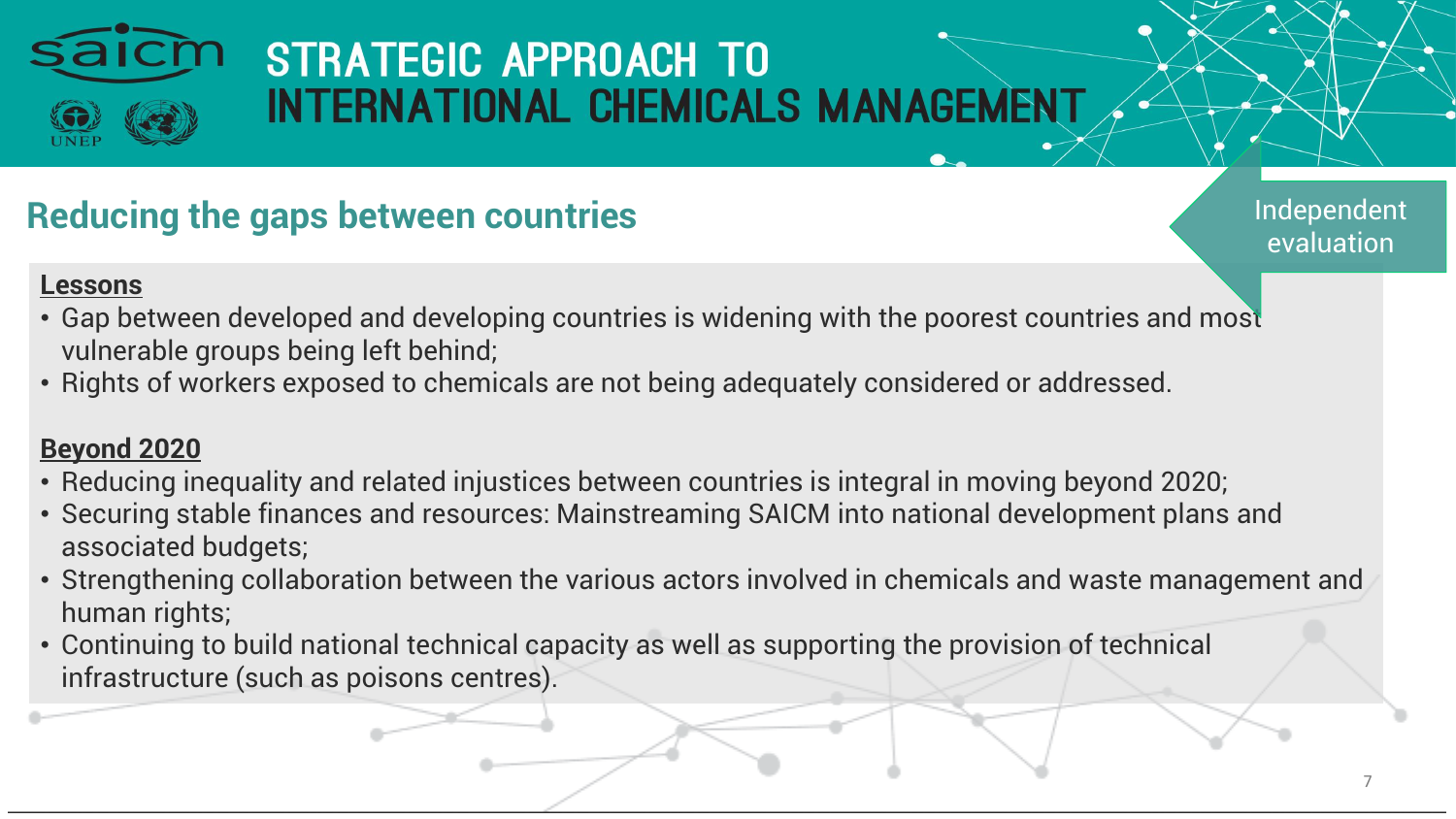# STRATEGIC APPROACH TO INTERNATIONAL CHEMICALS MANAGEMENT

## Reducing the gaps between countries

Independent evaluation

**Lessons**

- Gap between developed and developing countries is widening with the poorest countries and most vulnerable groups being left behind;
- Rights of workers exposed to chemicals are not being adequately considered or addressed.

**Beyond 2020**

- Reducing inequality and related injustices between countries is integral in moving beyond 2020;
- Securing stable finances and resources: Mainstreaming SAICM into national development plans and associated budgets;
- Strengthening collaboration between the various actors involved in chemicals and waste management and human rights;
- Continuing to build national technical capacity as well as supporting the provision of technical infrastructure (such as poisons centres).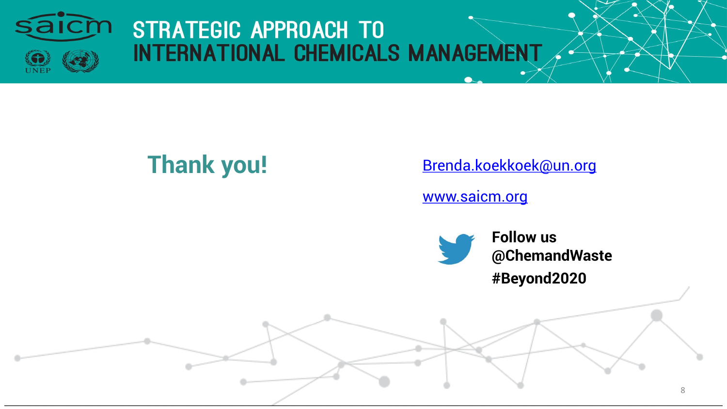# Thank you!

Brenda.koekkoek@un.org

www.saicm.org

**Follow us**
**@ChemandWaste**
**#Beyond2020**